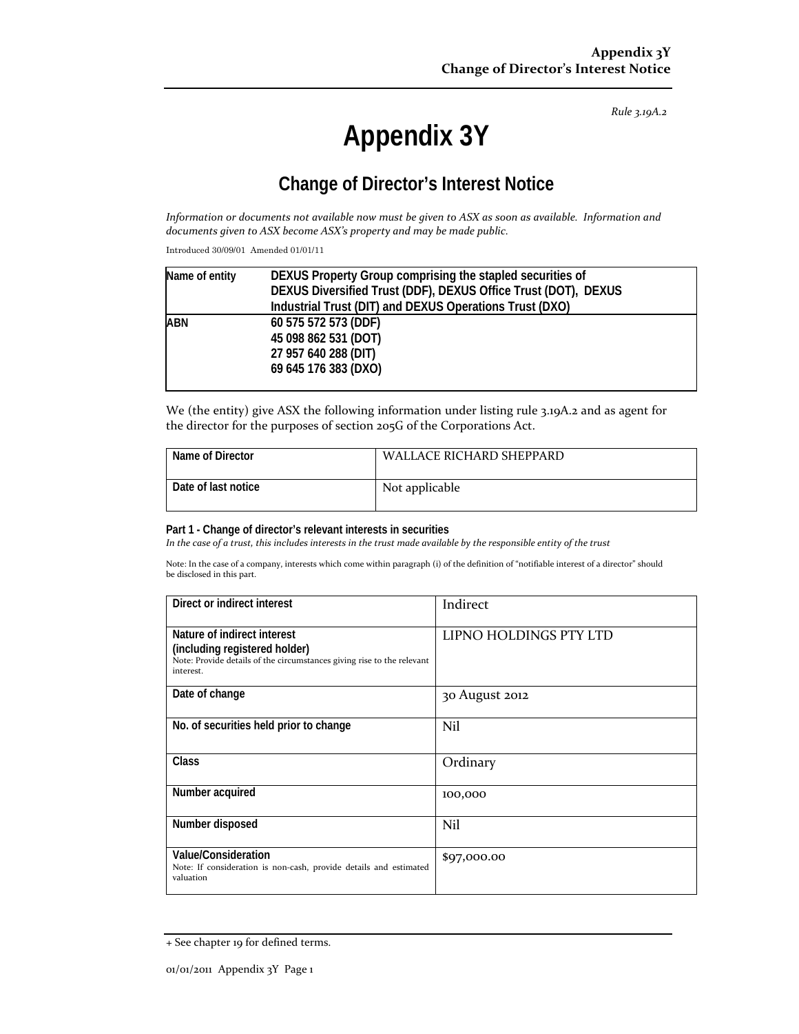*Rule 3.19A.2*

# Appendix 3Y

## Change of Director's Interest Notice

*Information or documents not available now must be given to ASX as soon as available. Information and documents given to ASX become ASX's property and may be made public.*

Introduced 30/09/01 Amended 01/01/11

| Name of entity | DEXUS Property Group comprising the stapled securities of DEXUS Diversified Trust (DDF), DEXUS Office Trust (DOT), DEXUS Industrial Trust (DIT) and DEXUS Operations Trust (DXO) |
|---|---|
| ABN | 60 575 572 573 (DDF)<br>45 098 862 531 (DOT)<br>27 957 640 288 (DIT)<br>69 645 176 383 (DXO) |

We (the entity) give ASX the following information under listing rule 3.19A.2 and as agent for the director for the purposes of section 205G of the Corporations Act.

| Name of Director | WALLACE RICHARD SHEPPARD |
|---|---|
| Date of last notice | Not applicable |

**Part 1 - Change of director's relevant interests in securities**

*In the case of a trust, this includes interests in the trust made available by the responsible entity of the trust*

Note: In the case of a company, interests which come within paragraph (i) of the definition of "notifiable interest of a director" should be disclosed in this part.

| Direct or indirect interest | Indirect |
|---|---|
| **Nature of indirect interest (including registered holder)**<br>Note: Provide details of the circumstances giving rise to the relevant interest. | LIPNO HOLDINGS PTY LTD |
| Date of change | 30 August 2012 |
| No. of securities held prior to change | Nil |
| Class | Ordinary |
| Number acquired | 100,000 |
| Number disposed | Nil |
| **Value/Consideration**<br>Note: If consideration is non-cash, provide details and estimated valuation | $97,000.00 |

+ See chapter 19 for defined terms.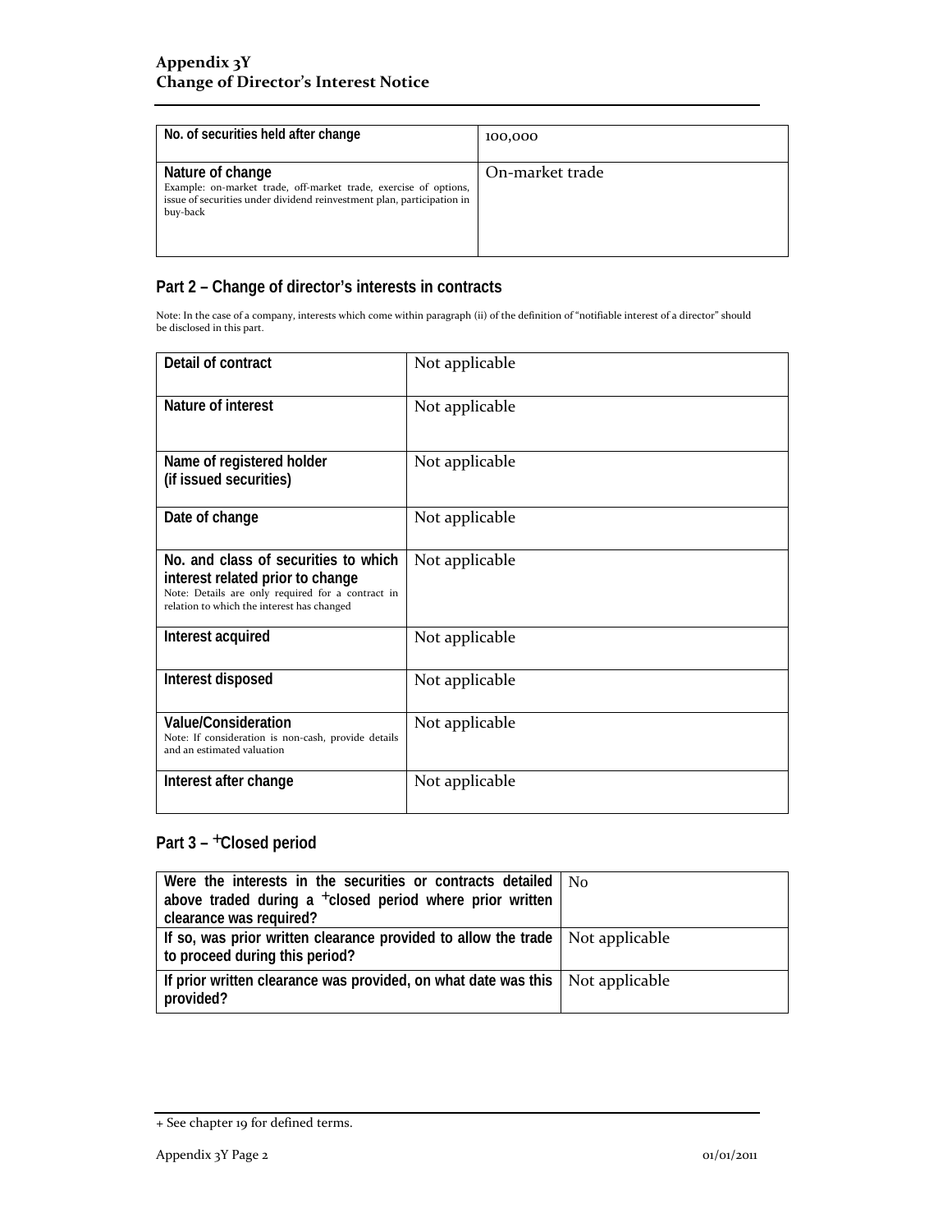| | |
|---|---|
| **No. of securities held after change** | 100,000 |
| **Nature of change**<br>Example: on-market trade, off-market trade, exercise of options, issue of securities under dividend reinvestment plan, participation in buy-back | On-market trade |

## Part 2 – Change of director's interests in contracts

Note: In the case of a company, interests which come within paragraph (ii) of the definition of "notifiable interest of a director" should be disclosed in this part.

| | |
|---|---|
| **Detail of contract** | Not applicable |
| **Nature of interest** | Not applicable |
| **Name of registered holder (if issued securities)** | Not applicable |
| **Date of change** | Not applicable |
| **No. and class of securities to which interest related prior to change**<br>Note: Details are only required for a contract in relation to which the interest has changed | Not applicable |
| **Interest acquired** | Not applicable |
| **Interest disposed** | Not applicable |
| **Value/Consideration**<br>Note: If consideration is non-cash, provide details and an estimated valuation | Not applicable |
| **Interest after change** | Not applicable |

## Part 3 – +Closed period

| | |
|---|---|
| **Were the interests in the securities or contracts detailed above traded during a +closed period where prior written clearance was required?** | No |
| **If so, was prior written clearance provided to allow the trade to proceed during this period?** | Not applicable |
| **If prior written clearance was provided, on what date was this provided?** | Not applicable |

+ See chapter 19 for defined terms.